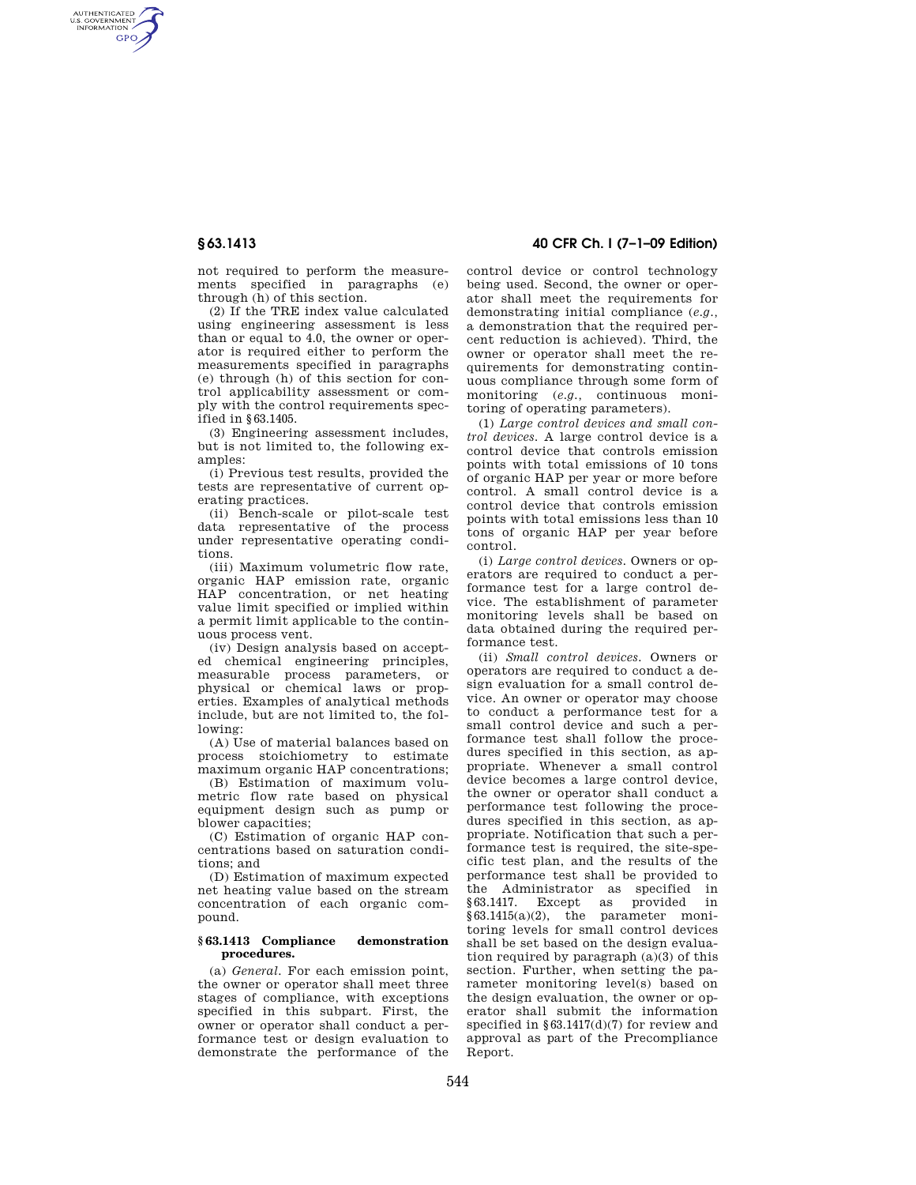not required to perform the measurements specified in paragraphs (e) through (h) of this section.

(2) If the TRE index value calculated using engineering assessment is less than or equal to 4.0, the owner or operator is required either to perform the measurements specified in paragraphs (e) through (h) of this section for control applicability assessment or comply with the control requirements specified in §63.1405.

(3) Engineering assessment includes, but is not limited to, the following examples:

(i) Previous test results, provided the tests are representative of current operating practices.

(ii) Bench-scale or pilot-scale test data representative of the process under representative operating conditions.

(iii) Maximum volumetric flow rate, organic HAP emission rate, organic HAP concentration, or net heating value limit specified or implied within a permit limit applicable to the continuous process vent.

(iv) Design analysis based on accepted chemical engineering principles, measurable process parameters, or physical or chemical laws or properties. Examples of analytical methods include, but are not limited to, the following:

(A) Use of material balances based on process stoichiometry to estimate maximum organic HAP concentrations;

(B) Estimation of maximum volumetric flow rate based on physical equipment design such as pump or blower capacities;

(C) Estimation of organic HAP concentrations based on saturation conditions; and

(D) Estimation of maximum expected net heating value based on the stream concentration of each organic compound.

**§63.1413 Compliance demonstration procedures.**

(a) *General.* For each emission point, the owner or operator shall meet three stages of compliance, with exceptions specified in this subpart. First, the owner or operator shall conduct a performance test or design evaluation to demonstrate the performance of the control device or control technology being used. Second, the owner or operator shall meet the requirements for demonstrating initial compliance (*e.g.,* a demonstration that the required percent reduction is achieved). Third, the owner or operator shall meet the requirements for demonstrating continuous compliance through some form of monitoring (*e.g.,* continuous monitoring of operating parameters).

(1) *Large control devices and small control devices.* A large control device is a control device that controls emission points with total emissions of 10 tons of organic HAP per year or more before control. A small control device is a control device that controls emission points with total emissions less than 10 tons of organic HAP per year before control.

(i) *Large control devices.* Owners or operators are required to conduct a performance test for a large control device. The establishment of parameter monitoring levels shall be based on data obtained during the required performance test.

(ii) *Small control devices.* Owners or operators are required to conduct a design evaluation for a small control device. An owner or operator may choose to conduct a performance test for a small control device and such a performance test shall follow the procedures specified in this section, as appropriate. Whenever a small control device becomes a large control device, the owner or operator shall conduct a performance test following the procedures specified in this section, as appropriate. Notification that such a performance test is required, the site-specific test plan, and the results of the performance test shall be provided to the Administrator as specified in §63.1417. Except as provided in §63.1415(a)(2), the parameter monitoring levels for small control devices shall be set based on the design evaluation required by paragraph (a)(3) of this section. Further, when setting the parameter monitoring level(s) based on the design evaluation, the owner or operator shall submit the information specified in §63.1417(d)(7) for review and approval as part of the Precompliance Report.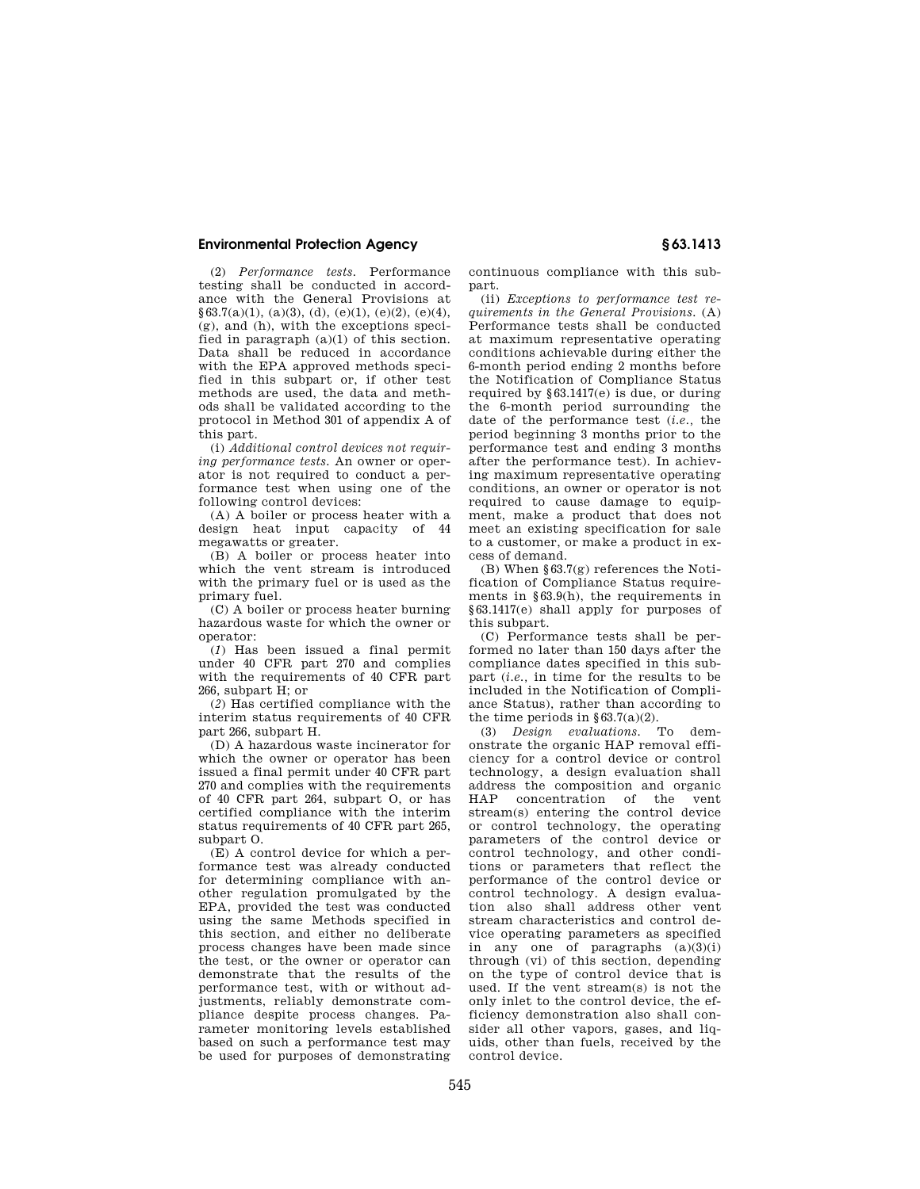(2) *Performance tests.* Performance testing shall be conducted in accordance with the General Provisions at §63.7(a)(1), (a)(3), (d), (e)(1), (e)(2), (e)(4), (g), and (h), with the exceptions specified in paragraph (a)(1) of this section. Data shall be reduced in accordance with the EPA approved methods specified in this subpart or, if other test methods are used, the data and methods shall be validated according to the protocol in Method 301 of appendix A of this part.

(i) *Additional control devices not requiring performance tests.* An owner or operator is not required to conduct a performance test when using one of the following control devices:

(A) A boiler or process heater with a design heat input capacity of 44 megawatts or greater.

(B) A boiler or process heater into which the vent stream is introduced with the primary fuel or is used as the primary fuel.

(C) A boiler or process heater burning hazardous waste for which the owner or operator:

(*1*) Has been issued a final permit under 40 CFR part 270 and complies with the requirements of 40 CFR part 266, subpart H; or

(*2*) Has certified compliance with the interim status requirements of 40 CFR part 266, subpart H.

(D) A hazardous waste incinerator for which the owner or operator has been issued a final permit under 40 CFR part 270 and complies with the requirements of 40 CFR part 264, subpart O, or has certified compliance with the interim status requirements of 40 CFR part 265, subpart O.

(E) A control device for which a performance test was already conducted for determining compliance with another regulation promulgated by the EPA, provided the test was conducted using the same Methods specified in this section, and either no deliberate process changes have been made since the test, or the owner or operator can demonstrate that the results of the performance test, with or without adjustments, reliably demonstrate compliance despite process changes. Parameter monitoring levels established based on such a performance test may be used for purposes of demonstrating continuous compliance with this subpart.

(ii) *Exceptions to performance test requirements in the General Provisions.* (A) Performance tests shall be conducted at maximum representative operating conditions achievable during either the 6-month period ending 2 months before the Notification of Compliance Status required by §63.1417(e) is due, or during the 6-month period surrounding the date of the performance test (*i.e.,* the period beginning 3 months prior to the performance test and ending 3 months after the performance test). In achieving maximum representative operating conditions, an owner or operator is not required to cause damage to equipment, make a product that does not meet an existing specification for sale to a customer, or make a product in excess of demand.

(B) When §63.7(g) references the Notification of Compliance Status requirements in §63.9(h), the requirements in §63.1417(e) shall apply for purposes of this subpart.

(C) Performance tests shall be performed no later than 150 days after the compliance dates specified in this subpart (*i.e.,* in time for the results to be included in the Notification of Compliance Status), rather than according to the time periods in §63.7(a)(2).

(3) *Design evaluations.* To demonstrate the organic HAP removal efficiency for a control device or control technology, a design evaluation shall address the composition and organic HAP concentration of the vent stream(s) entering the control device or control technology, the operating parameters of the control device or control technology, and other conditions or parameters that reflect the performance of the control device or control technology. A design evaluation also shall address other vent stream characteristics and control device operating parameters as specified in any one of paragraphs (a)(3)(i) through (vi) of this section, depending on the type of control device that is used. If the vent stream(s) is not the only inlet to the control device, the efficiency demonstration also shall consider all other vapors, gases, and liquids, other than fuels, received by the control device.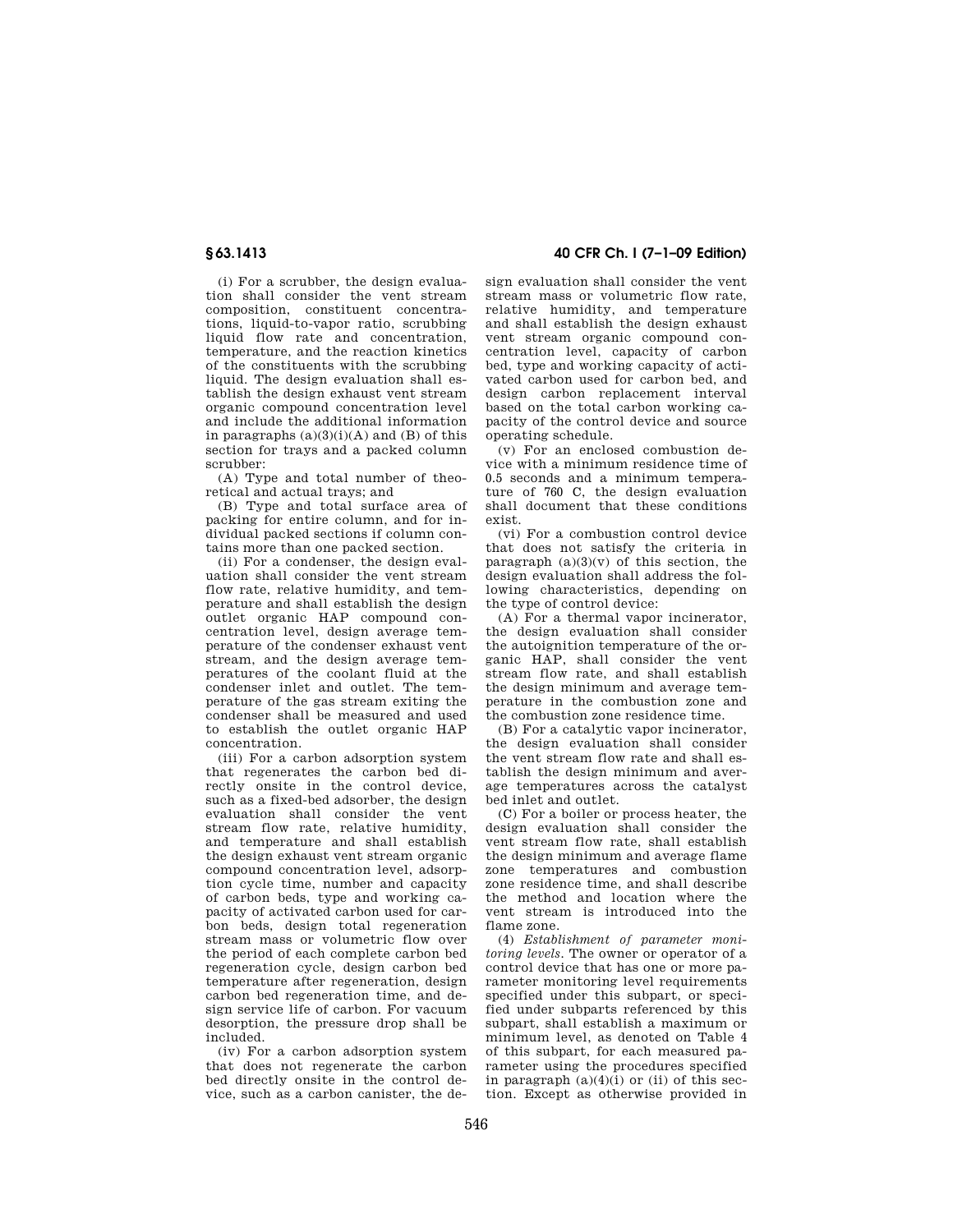(i) For a scrubber, the design evaluation shall consider the vent stream composition, constituent concentrations, liquid-to-vapor ratio, scrubbing liquid flow rate and concentration, temperature, and the reaction kinetics of the constituents with the scrubbing liquid. The design evaluation shall establish the design exhaust vent stream organic compound concentration level and include the additional information in paragraphs (a)(3)(i)(A) and (B) of this section for trays and a packed column scrubber:

(A) Type and total number of theoretical and actual trays; and

(B) Type and total surface area of packing for entire column, and for individual packed sections if column contains more than one packed section.

(ii) For a condenser, the design evaluation shall consider the vent stream flow rate, relative humidity, and temperature and shall establish the design outlet organic HAP compound concentration level, design average temperature of the condenser exhaust vent stream, and the design average temperatures of the coolant fluid at the condenser inlet and outlet. The temperature of the gas stream exiting the condenser shall be measured and used to establish the outlet organic HAP concentration.

(iii) For a carbon adsorption system that regenerates the carbon bed directly onsite in the control device, such as a fixed-bed adsorber, the design evaluation shall consider the vent stream flow rate, relative humidity, and temperature and shall establish the design exhaust vent stream organic compound concentration level, adsorption cycle time, number and capacity of carbon beds, type and working capacity of activated carbon used for carbon beds, design total regeneration stream mass or volumetric flow over the period of each complete carbon bed regeneration cycle, design carbon bed temperature after regeneration, design carbon bed regeneration time, and design service life of carbon. For vacuum desorption, the pressure drop shall be included.

(iv) For a carbon adsorption system that does not regenerate the carbon bed directly onsite in the control device, such as a carbon canister, the design evaluation shall consider the vent stream mass or volumetric flow rate, relative humidity, and temperature and shall establish the design exhaust vent stream organic compound concentration level, capacity of carbon bed, type and working capacity of activated carbon used for carbon bed, and design carbon replacement interval based on the total carbon working capacity of the control device and source operating schedule.

(v) For an enclosed combustion device with a minimum residence time of 0.5 seconds and a minimum temperature of 760 C, the design evaluation shall document that these conditions exist.

(vi) For a combustion control device that does not satisfy the criteria in paragraph (a)(3)(v) of this section, the design evaluation shall address the following characteristics, depending on the type of control device:

(A) For a thermal vapor incinerator, the design evaluation shall consider the autoignition temperature of the organic HAP, shall consider the vent stream flow rate, and shall establish the design minimum and average temperature in the combustion zone and the combustion zone residence time.

(B) For a catalytic vapor incinerator, the design evaluation shall consider the vent stream flow rate and shall establish the design minimum and average temperatures across the catalyst bed inlet and outlet.

(C) For a boiler or process heater, the design evaluation shall consider the vent stream flow rate, shall establish the design minimum and average flame zone temperatures and combustion zone residence time, and shall describe the method and location where the vent stream is introduced into the flame zone.

(4) *Establishment of parameter monitoring levels.* The owner or operator of a control device that has one or more parameter monitoring level requirements specified under this subpart, or specified under subparts referenced by this subpart, shall establish a maximum or minimum level, as denoted on Table 4 of this subpart, for each measured parameter using the procedures specified in paragraph (a)(4)(i) or (ii) of this section. Except as otherwise provided in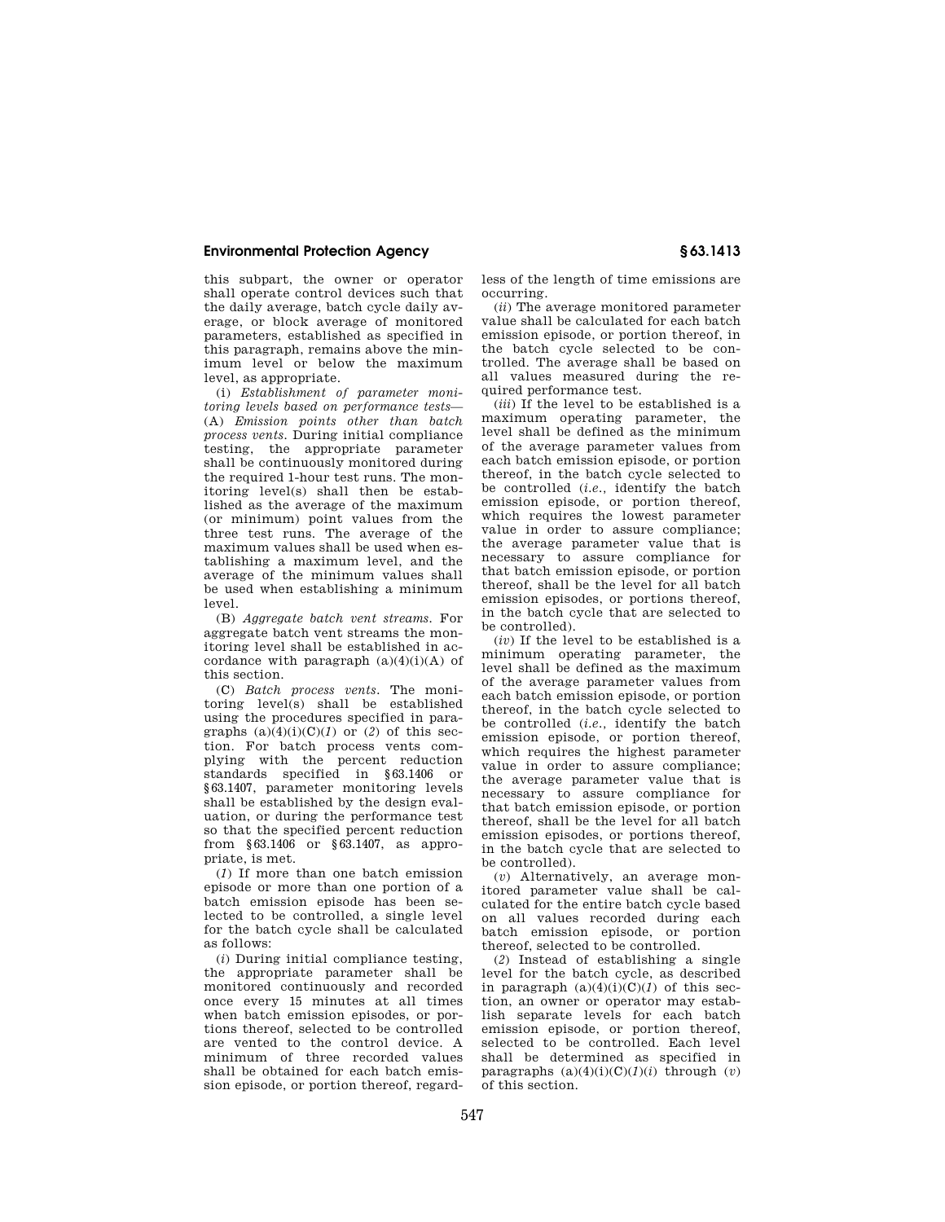this subpart, the owner or operator shall operate control devices such that the daily average, batch cycle daily average, or block average of monitored parameters, established as specified in this paragraph, remains above the minimum level or below the maximum level, as appropriate.

(i) *Establishment of parameter monitoring levels based on performance tests*—(A) *Emission points other than batch process vents.* During initial compliance testing, the appropriate parameter shall be continuously monitored during the required 1-hour test runs. The monitoring level(s) shall then be established as the average of the maximum (or minimum) point values from the three test runs. The average of the maximum values shall be used when establishing a maximum level, and the average of the minimum values shall be used when establishing a minimum level.

(B) *Aggregate batch vent streams.* For aggregate batch vent streams the monitoring level shall be established in accordance with paragraph (a)(4)(i)(A) of this section.

(C) *Batch process vents.* The monitoring level(s) shall be established using the procedures specified in paragraphs (a)(4)(i)(C)(*1*) or (*2*) of this section. For batch process vents complying with the percent reduction standards specified in §63.1406 or §63.1407, parameter monitoring levels shall be established by the design evaluation, or during the performance test so that the specified percent reduction from §63.1406 or §63.1407, as appropriate, is met.

(*1*) If more than one batch emission episode or more than one portion of a batch emission episode has been selected to be controlled, a single level for the batch cycle shall be calculated as follows:

(*i*) During initial compliance testing, the appropriate parameter shall be monitored continuously and recorded once every 15 minutes at all times when batch emission episodes, or portions thereof, selected to be controlled are vented to the control device. A minimum of three recorded values shall be obtained for each batch emission episode, or portion thereof, regardless of the length of time emissions are occurring.

(*ii*) The average monitored parameter value shall be calculated for each batch emission episode, or portion thereof, in the batch cycle selected to be controlled. The average shall be based on all values measured during the required performance test.

(*iii*) If the level to be established is a maximum operating parameter, the level shall be defined as the minimum of the average parameter values from each batch emission episode, or portion thereof, in the batch cycle selected to be controlled (*i.e.*, identify the batch emission episode, or portion thereof, which requires the lowest parameter value in order to assure compliance; the average parameter value that is necessary to assure compliance for that batch emission episode, or portion thereof, shall be the level for all batch emission episodes, or portions thereof, in the batch cycle that are selected to be controlled).

(*iv*) If the level to be established is a minimum operating parameter, the level shall be defined as the maximum of the average parameter values from each batch emission episode, or portion thereof, in the batch cycle selected to be controlled (*i.e.*, identify the batch emission episode, or portion thereof, which requires the highest parameter value in order to assure compliance; the average parameter value that is necessary to assure compliance for that batch emission episode, or portion thereof, shall be the level for all batch emission episodes, or portions thereof, in the batch cycle that are selected to be controlled).

(*v*) Alternatively, an average monitored parameter value shall be calculated for the entire batch cycle based on all values recorded during each batch emission episode, or portion thereof, selected to be controlled.

(*2*) Instead of establishing a single level for the batch cycle, as described in paragraph (a)(4)(i)(C)(*1*) of this section, an owner or operator may establish separate levels for each batch emission episode, or portion thereof, selected to be controlled. Each level shall be determined as specified in paragraphs (a)(4)(i)(C)(*1*)(*i*) through (*v*) of this section.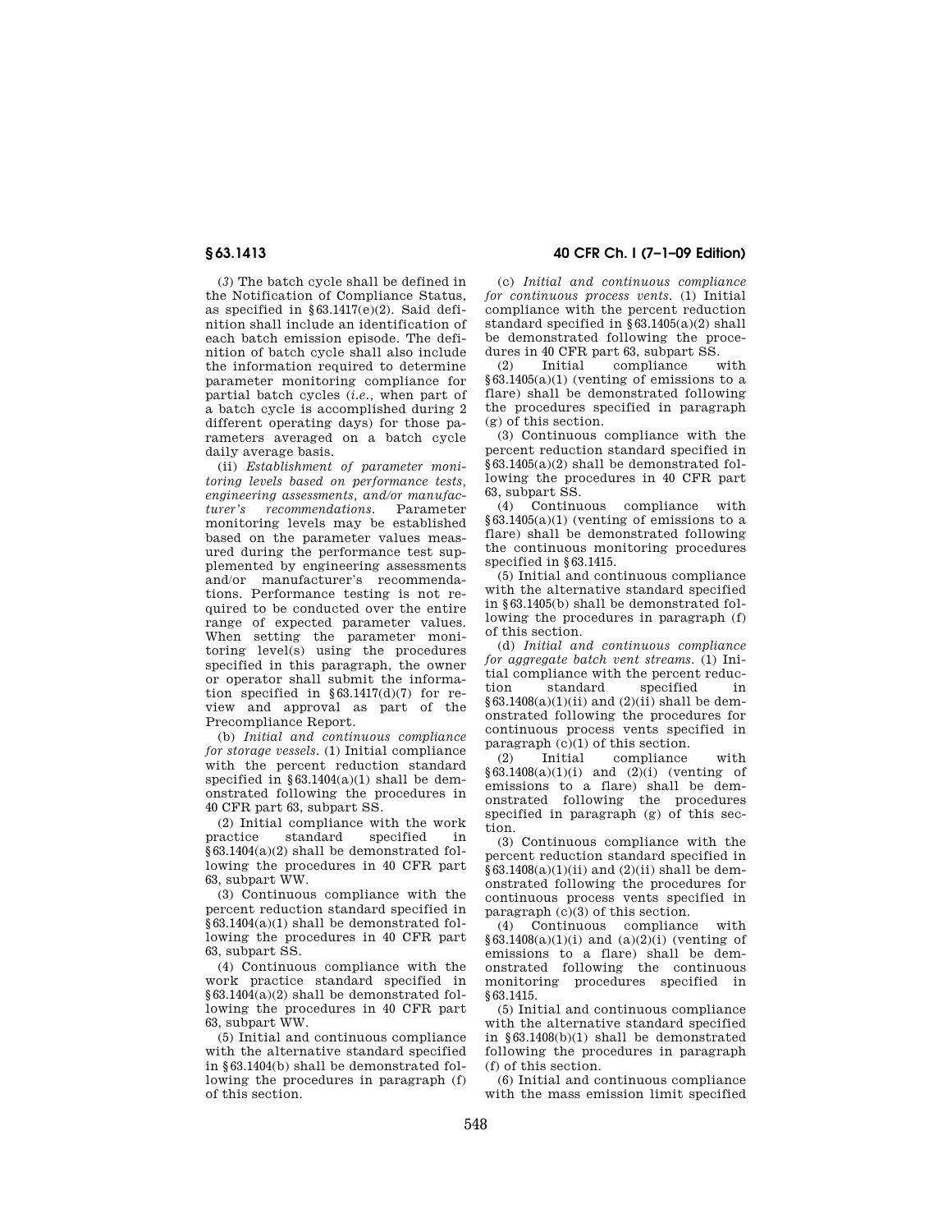(*3*) The batch cycle shall be defined in the Notification of Compliance Status, as specified in §63.1417(e)(2). Said definition shall include an identification of each batch emission episode. The definition of batch cycle shall also include the information required to determine parameter monitoring compliance for partial batch cycles (*i.e.*, when part of a batch cycle is accomplished during 2 different operating days) for those parameters averaged on a batch cycle daily average basis.

(ii) *Establishment of parameter monitoring levels based on performance tests, engineering assessments, and/or manufacturer's recommendations.* Parameter monitoring levels may be established based on the parameter values measured during the performance test supplemented by engineering assessments and/or manufacturer's recommendations. Performance testing is not required to be conducted over the entire range of expected parameter values. When setting the parameter monitoring level(s) using the procedures specified in this paragraph, the owner or operator shall submit the information specified in §63.1417(d)(7) for review and approval as part of the Precompliance Report.

(b) *Initial and continuous compliance for storage vessels.* (1) Initial compliance with the percent reduction standard specified in §63.1404(a)(1) shall be demonstrated following the procedures in 40 CFR part 63, subpart SS.

(2) Initial compliance with the work practice standard specified in §63.1404(a)(2) shall be demonstrated following the procedures in 40 CFR part 63, subpart WW.

(3) Continuous compliance with the percent reduction standard specified in §63.1404(a)(1) shall be demonstrated following the procedures in 40 CFR part 63, subpart SS.

(4) Continuous compliance with the work practice standard specified in §63.1404(a)(2) shall be demonstrated following the procedures in 40 CFR part 63, subpart WW.

(5) Initial and continuous compliance with the alternative standard specified in §63.1404(b) shall be demonstrated following the procedures in paragraph (f) of this section.

(c) *Initial and continuous compliance for continuous process vents.* (1) Initial compliance with the percent reduction standard specified in §63.1405(a)(2) shall be demonstrated following the procedures in 40 CFR part 63, subpart SS.

(2) Initial compliance with §63.1405(a)(1) (venting of emissions to a flare) shall be demonstrated following the procedures specified in paragraph (g) of this section.

(3) Continuous compliance with the percent reduction standard specified in §63.1405(a)(2) shall be demonstrated following the procedures in 40 CFR part 63, subpart SS.

(4) Continuous compliance with §63.1405(a)(1) (venting of emissions to a flare) shall be demonstrated following the continuous monitoring procedures specified in §63.1415.

(5) Initial and continuous compliance with the alternative standard specified in §63.1405(b) shall be demonstrated following the procedures in paragraph (f) of this section.

(d) *Initial and continuous compliance for aggregate batch vent streams.* (1) Initial compliance with the percent reduction standard specified in §63.1408(a)(1)(ii) and (2)(ii) shall be demonstrated following the procedures for continuous process vents specified in paragraph (c)(1) of this section.

(2) Initial compliance with §63.1408(a)(1)(i) and (2)(i) (venting of emissions to a flare) shall be demonstrated following the procedures specified in paragraph (g) of this section.

(3) Continuous compliance with the percent reduction standard specified in §63.1408(a)(1)(ii) and (2)(ii) shall be demonstrated following the procedures for continuous process vents specified in paragraph (c)(3) of this section.

(4) Continuous compliance with §63.1408(a)(1)(i) and (a)(2)(i) (venting of emissions to a flare) shall be demonstrated following the continuous monitoring procedures specified in §63.1415.

(5) Initial and continuous compliance with the alternative standard specified in §63.1408(b)(1) shall be demonstrated following the procedures in paragraph (f) of this section.

(6) Initial and continuous compliance with the mass emission limit specified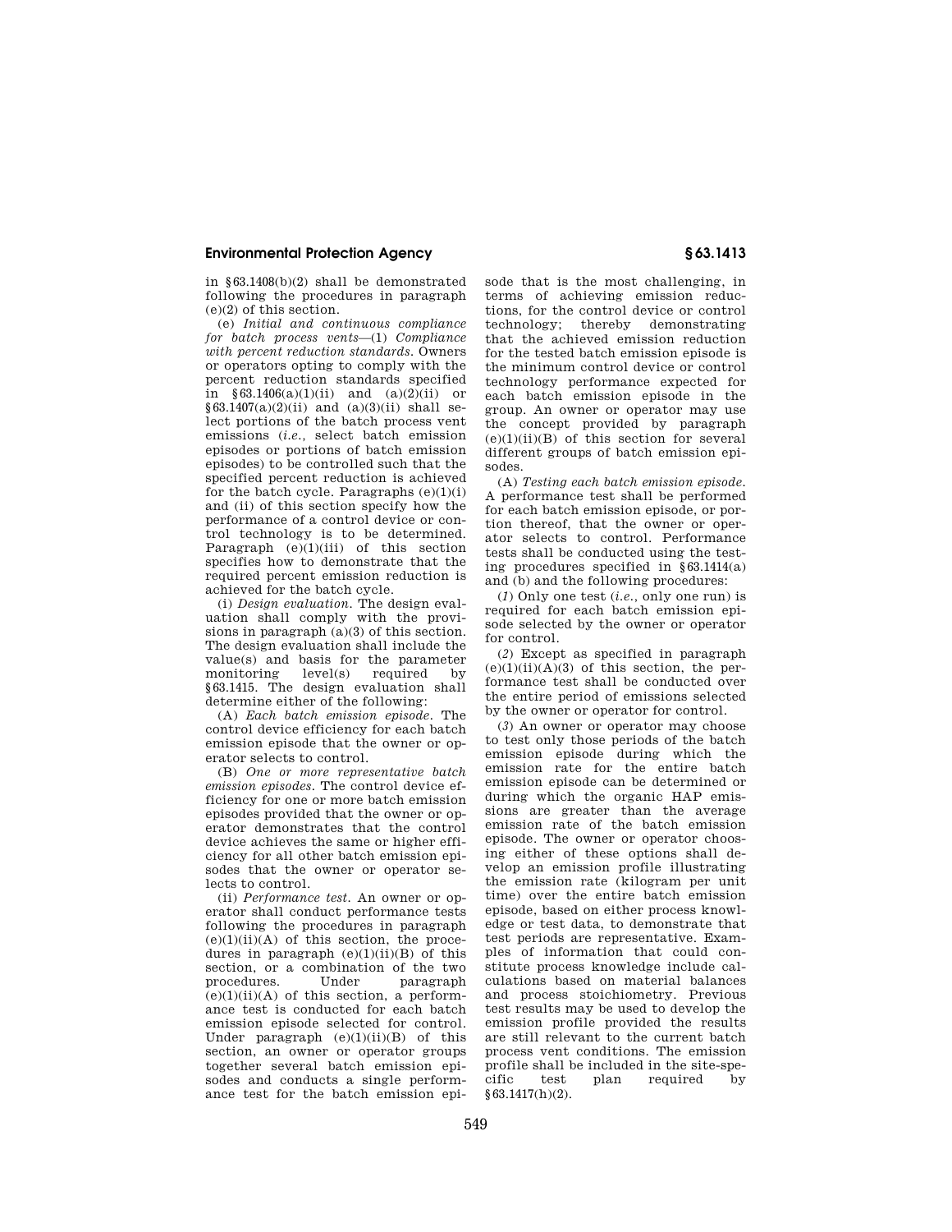in §63.1408(b)(2) shall be demonstrated following the procedures in paragraph (e)(2) of this section.

(e) *Initial and continuous compliance for batch process vents*—(1) *Compliance with percent reduction standards.* Owners or operators opting to comply with the percent reduction standards specified in §63.1406(a)(1)(ii) and (a)(2)(ii) or §63.1407(a)(2)(ii) and (a)(3)(ii) shall select portions of the batch process vent emissions (*i.e.*, select batch emission episodes or portions of batch emission episodes) to be controlled such that the specified percent reduction is achieved for the batch cycle. Paragraphs (e)(1)(i) and (ii) of this section specify how the performance of a control device or control technology is to be determined. Paragraph (e)(1)(iii) of this section specifies how to demonstrate that the required percent emission reduction is achieved for the batch cycle.

(i) *Design evaluation.* The design evaluation shall comply with the provisions in paragraph (a)(3) of this section. The design evaluation shall include the value(s) and basis for the parameter monitoring level(s) required by §63.1415. The design evaluation shall determine either of the following:

(A) *Each batch emission episode.* The control device efficiency for each batch emission episode that the owner or operator selects to control.

(B) *One or more representative batch emission episodes.* The control device efficiency for one or more batch emission episodes provided that the owner or operator demonstrates that the control device achieves the same or higher efficiency for all other batch emission episodes that the owner or operator selects to control.

(ii) *Performance test.* An owner or operator shall conduct performance tests following the procedures in paragraph (e)(1)(ii)(A) of this section, the procedures in paragraph (e)(1)(ii)(B) of this section, or a combination of the two procedures. Under paragraph (e)(1)(ii)(A) of this section, a performance test is conducted for each batch emission episode selected for control. Under paragraph (e)(1)(ii)(B) of this section, an owner or operator groups together several batch emission episodes and conducts a single performance test for the batch emission episode that is the most challenging, in terms of achieving emission reductions, for the control device or control technology; thereby demonstrating that the achieved emission reduction for the tested batch emission episode is the minimum control device or control technology performance expected for each batch emission episode in the group. An owner or operator may use the concept provided by paragraph (e)(1)(ii)(B) of this section for several different groups of batch emission episodes.

(A) *Testing each batch emission episode.* A performance test shall be performed for each batch emission episode, or portion thereof, that the owner or operator selects to control. Performance tests shall be conducted using the testing procedures specified in §63.1414(a) and (b) and the following procedures:

(*1*) Only one test (*i.e.*, only one run) is required for each batch emission episode selected by the owner or operator for control.

(*2*) Except as specified in paragraph (e)(1)(ii)(A)(*3*) of this section, the performance test shall be conducted over the entire period of emissions selected by the owner or operator for control.

(*3*) An owner or operator may choose to test only those periods of the batch emission episode during which the emission rate for the entire batch emission episode can be determined or during which the organic HAP emissions are greater than the average emission rate of the batch emission episode. The owner or operator choosing either of these options shall develop an emission profile illustrating the emission rate (kilogram per unit time) over the entire batch emission episode, based on either process knowledge or test data, to demonstrate that test periods are representative. Examples of information that could constitute process knowledge include calculations based on material balances and process stoichiometry. Previous test results may be used to develop the emission profile provided the results are still relevant to the current batch process vent conditions. The emission profile shall be included in the site-specific test plan required by §63.1417(h)(2).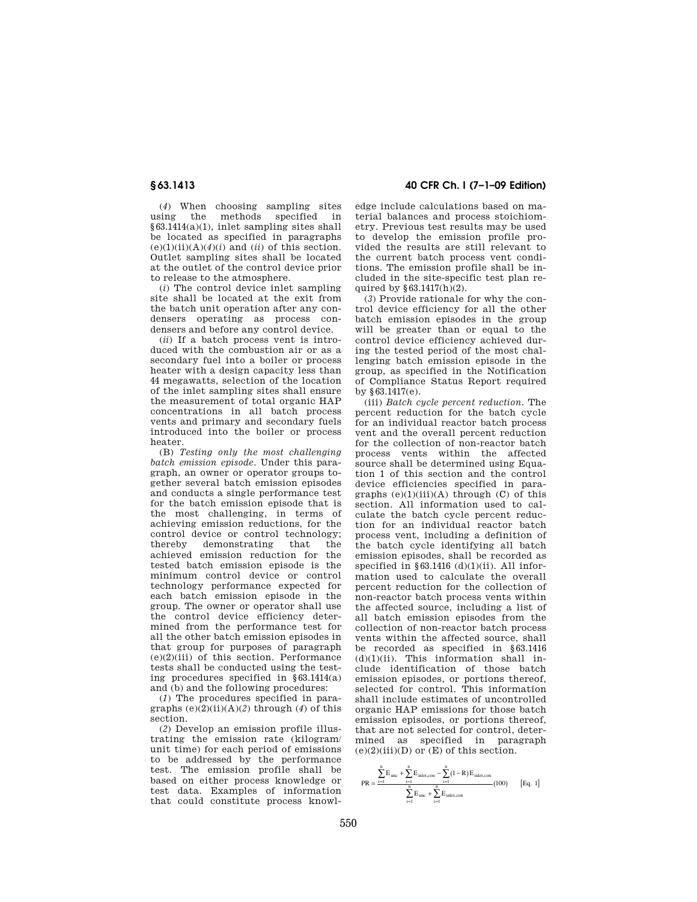(*4*) When choosing sampling sites using the methods specified in §63.1414(a)(1), inlet sampling sites shall be located as specified in paragraphs (e)(1)(ii)(A)(*4*)(*i*) and (*ii*) of this section. Outlet sampling sites shall be located at the outlet of the control device prior to release to the atmosphere.

(*i*) The control device inlet sampling site shall be located at the exit from the batch unit operation after any condensers operating as process condensers and before any control device.

(*ii*) If a batch process vent is introduced with the combustion air or as a secondary fuel into a boiler or process heater with a design capacity less than 44 megawatts, selection of the location of the inlet sampling sites shall ensure the measurement of total organic HAP concentrations in all batch process vents and primary and secondary fuels introduced into the boiler or process heater.

(B) *Testing only the most challenging batch emission episode.* Under this paragraph, an owner or operator groups together several batch emission episodes and conducts a single performance test for the batch emission episode that is the most challenging, in terms of achieving emission reductions, for the control device or control technology; thereby demonstrating that the achieved emission reduction for the tested batch emission episode is the minimum control device or control technology performance expected for each batch emission episode in the group. The owner or operator shall use the control device efficiency determined from the performance test for all the other batch emission episodes in that group for purposes of paragraph (e)(2)(iii) of this section. Performance tests shall be conducted using the testing procedures specified in §63.1414(a) and (b) and the following procedures:

(*1*) The procedures specified in paragraphs (e)(2)(ii)(A)(*2*) through (*4*) of this section.

(*2*) Develop an emission profile illustrating the emission rate (kilogram/unit time) for each period of emissions to be addressed by the performance test. The emission profile shall be based on either process knowledge or test data. Examples of information that could constitute process knowledge include calculations based on material balances and process stoichiometry. Previous test results may be used to develop the emission profile provided the results are still relevant to the current batch process vent conditions. The emission profile shall be included in the site-specific test plan required by §63.1417(h)(2).

(*3*) Provide rationale for why the control device efficiency for all the other batch emission episodes in the group will be greater than or equal to the control device efficiency achieved during the tested period of the most challenging batch emission episode in the group, as specified in the Notification of Compliance Status Report required by §63.1417(e).

(iii) *Batch cycle percent reduction.* The percent reduction for the batch cycle for an individual reactor batch process vent and the overall percent reduction for the collection of non-reactor batch process vents within the affected source shall be determined using Equation 1 of this section and the control device efficiencies specified in paragraphs (e)(1)(iii)(A) through (C) of this section. All information used to calculate the batch cycle percent reduction for an individual reactor batch process vent, including a definition of the batch cycle identifying all batch emission episodes, shall be recorded as specified in §63.1416 (d)(1)(ii). All information used to calculate the overall percent reduction for the collection of non-reactor batch process vents within the affected source, including a list of all batch emission episodes from the collection of non-reactor batch process vents within the affected source, shall be recorded as specified in §63.1416 (d)(1)(ii). This information shall include identification of those batch emission episodes, or portions thereof, selected for control. This information shall include estimates of uncontrolled organic HAP emissions for those batch emission episodes, or portions thereof, that are not selected for control, determined as specified in paragraph (e)(2)(iii)(D) or (E) of this section.

$$PR = \frac{\sum_{i=1}^{n} E_{unc} + \sum_{i=1}^{n} E_{inlet,con} - \sum_{i=1}^{n} (1-R) E_{inlet,con}}{\sum_{i=1}^{n} E_{unc} + \sum_{i=1}^{n} E_{inlet,con}} (100) \quad \text{[Eq. 1]}$$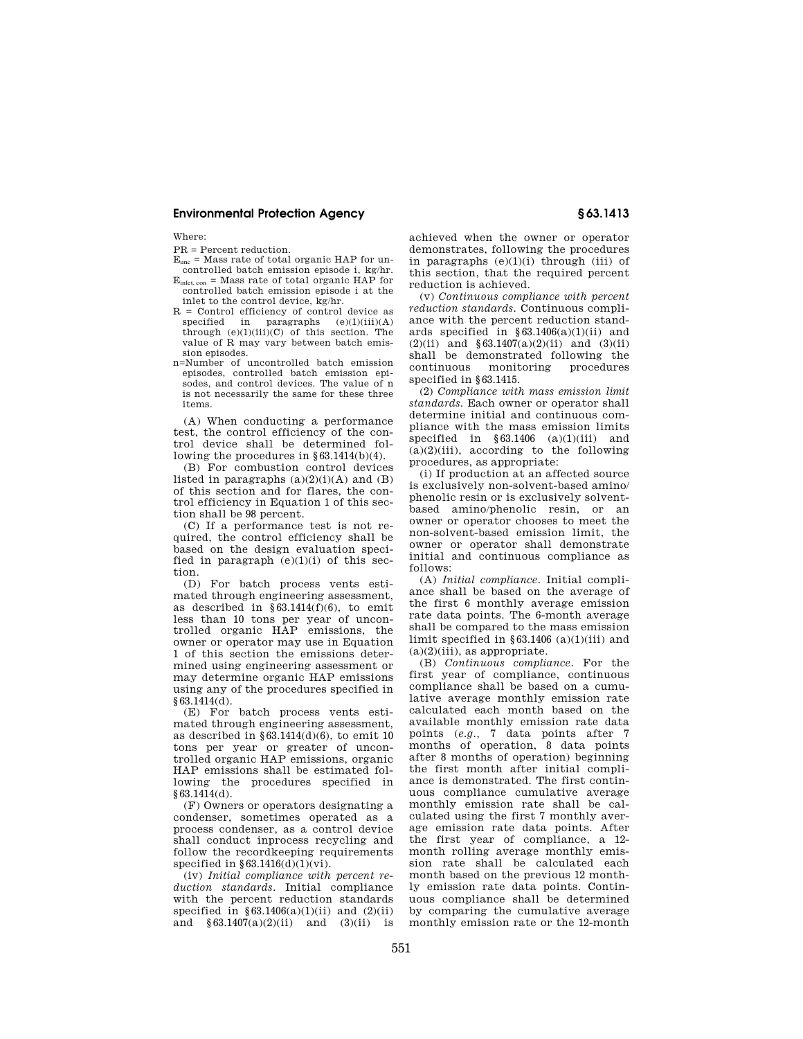Where:

PR = Percent reduction.

$E_{unc}$ = Mass rate of total organic HAP for uncontrolled batch emission episode i, kg/hr.

$E_{inlet, con}$ = Mass rate of total organic HAP for controlled batch emission episode i at the inlet to the control device, kg/hr.

R = Control efficiency of control device as specified in paragraphs (e)(1)(iii)(A) through (e)(1)(iii)(C) of this section. The value of R may vary between batch emission episodes.

n=Number of uncontrolled batch emission episodes, controlled batch emission episodes, and control devices. The value of n is not necessarily the same for these three items.

(A) When conducting a performance test, the control efficiency of the control device shall be determined following the procedures in §63.1414(b)(4).

(B) For combustion control devices listed in paragraphs (a)(2)(i)(A) and (B) of this section and for flares, the control efficiency in Equation 1 of this section shall be 98 percent.

(C) If a performance test is not required, the control efficiency shall be based on the design evaluation specified in paragraph (e)(1)(i) of this section.

(D) For batch process vents estimated through engineering assessment, as described in §63.1414(f)(6), to emit less than 10 tons per year of uncontrolled organic HAP emissions, the owner or operator may use in Equation 1 of this section the emissions determined using engineering assessment or may determine organic HAP emissions using any of the procedures specified in §63.1414(d).

(E) For batch process vents estimated through engineering assessment, as described in §63.1414(d)(6), to emit 10 tons per year or greater of uncontrolled organic HAP emissions, organic HAP emissions shall be estimated following the procedures specified in §63.1414(d).

(F) Owners or operators designating a condenser, sometimes operated as a process condenser, as a control device shall conduct inprocess recycling and follow the recordkeeping requirements specified in §63.1416(d)(1)(vi).

(iv) *Initial compliance with percent reduction standards.* Initial compliance with the percent reduction standards specified in §63.1406(a)(1)(ii) and (2)(ii) and §63.1407(a)(2)(ii) and (3)(ii) is achieved when the owner or operator demonstrates, following the procedures in paragraphs (e)(1)(i) through (iii) of this section, that the required percent reduction is achieved.

(v) *Continuous compliance with percent reduction standards.* Continuous compliance with the percent reduction standards specified in §63.1406(a)(1)(ii) and (2)(ii) and §63.1407(a)(2)(ii) and (3)(ii) shall be demonstrated following the continuous monitoring procedures specified in §63.1415.

(2) *Compliance with mass emission limit standards.* Each owner or operator shall determine initial and continuous compliance with the mass emission limits specified in §63.1406 (a)(1)(iii) and (a)(2)(iii), according to the following procedures, as appropriate:

(i) If production at an affected source is exclusively non-solvent-based amino/phenolic resin or is exclusively solvent-based amino/phenolic resin, or an owner or operator chooses to meet the non-solvent-based emission limit, the owner or operator shall demonstrate initial and continuous compliance as follows:

(A) *Initial compliance.* Initial compliance shall be based on the average of the first 6 monthly average emission rate data points. The 6-month average shall be compared to the mass emission limit specified in §63.1406 (a)(1)(iii) and (a)(2)(iii), as appropriate.

(B) *Continuous compliance.* For the first year of compliance, continuous compliance shall be based on a cumulative average monthly emission rate calculated each month based on the available monthly emission rate data points (*e.g.*, 7 data points after 7 months of operation, 8 data points after 8 months of operation) beginning the first month after initial compliance is demonstrated. The first continuous compliance cumulative average monthly emission rate shall be calculated using the first 7 monthly average emission rate data points. After the first year of compliance, a 12-month rolling average monthly emission rate shall be calculated each month based on the previous 12 monthly emission rate data points. Continuous compliance shall be determined by comparing the cumulative average monthly emission rate or the 12-month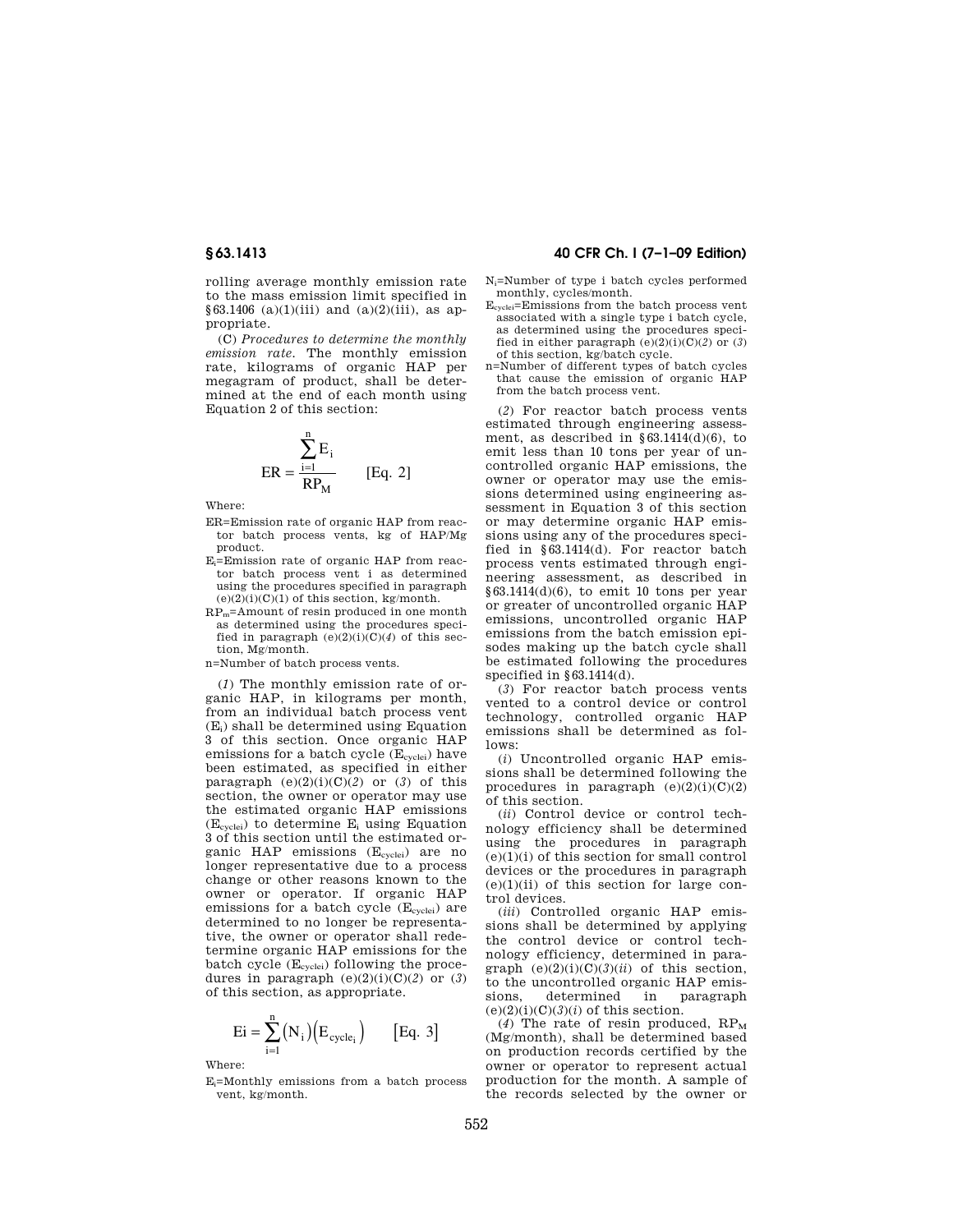rolling average monthly emission rate to the mass emission limit specified in §63.1406 (a)(1)(iii) and (a)(2)(iii), as appropriate.

(C) *Procedures to determine the monthly emission rate.* The monthly emission rate, kilograms of organic HAP per megagram of product, shall be determined at the end of each month using Equation 2 of this section:

$$ER = \frac{\sum_{i=1}^{n} E_i}{RP_M} \qquad \text{[Eq. 2]}$$

Where:

ER=Emission rate of organic HAP from reactor batch process vents, kg of HAP/Mg product.

$E_i$=Emission rate of organic HAP from reactor batch process vent i as determined using the procedures specified in paragraph (e)(2)(i)(C)(1) of this section, kg/month.

$RP_m$=Amount of resin produced in one month as determined using the procedures specified in paragraph (e)(2)(i)(C)(*4*) of this section, Mg/month.

n=Number of batch process vents.

(*1*) The monthly emission rate of organic HAP, in kilograms per month, from an individual batch process vent ($E_i$) shall be determined using Equation 3 of this section. Once organic HAP emissions for a batch cycle ($E_{cyclei}$) have been estimated, as specified in either paragraph (e)(2)(i)(C)(*2*) or (*3*) of this section, the owner or operator may use the estimated organic HAP emissions ($E_{cyclei}$) to determine $E_i$ using Equation 3 of this section until the estimated organic HAP emissions ($E_{cyclei}$) are no longer representative due to a process change or other reasons known to the owner or operator. If organic HAP emissions for a batch cycle ($E_{cyclei}$) are determined to no longer be representative, the owner or operator shall redetermine organic HAP emissions for the batch cycle ($E_{cyclei}$) following the procedures in paragraph (e)(2)(i)(C)(*2*) or (*3*) of this section, as appropriate.

$$Ei = \sum_{i=1}^{n} (N_i)(E_{cycle_i}) \qquad \text{[Eq. 3]}$$

Where:

$E_i$=Monthly emissions from a batch process vent, kg/month.

$N_i$=Number of type i batch cycles performed monthly, cycles/month.

$E_{cyclei}$=Emissions from the batch process vent associated with a single type i batch cycle, as determined using the procedures specified in either paragraph (e)(2)(i)(C)(*2*) or (*3*) of this section, kg/batch cycle.

n=Number of different types of batch cycles that cause the emission of organic HAP from the batch process vent.

(*2*) For reactor batch process vents estimated through engineering assessment, as described in §63.1414(d)(6), to emit less than 10 tons per year of uncontrolled organic HAP emissions, the owner or operator may use the emissions determined using engineering assessment in Equation 3 of this section or may determine organic HAP emissions using any of the procedures specified in §63.1414(d). For reactor batch process vents estimated through engineering assessment, as described in §63.1414(d)(6), to emit 10 tons per year or greater of uncontrolled organic HAP emissions, uncontrolled organic HAP emissions from the batch emission episodes making up the batch cycle shall be estimated following the procedures specified in §63.1414(d).

(*3*) For reactor batch process vents vented to a control device or control technology, controlled organic HAP emissions shall be determined as follows:

(*i*) Uncontrolled organic HAP emissions shall be determined following the procedures in paragraph (e)(2)(i)(C)(2) of this section.

(*ii*) Control device or control technology efficiency shall be determined using the procedures in paragraph (e)(1)(i) of this section for small control devices or the procedures in paragraph (e)(1)(ii) of this section for large control devices.

(*iii*) Controlled organic HAP emissions shall be determined by applying the control device or control technology efficiency, determined in paragraph (e)(2)(i)(C)(*3*)(*ii*) of this section, to the uncontrolled organic HAP emissions, determined in paragraph (e)(2)(i)(C)(*3*)(*i*) of this section.

(*4*) The rate of resin produced, $RP_M$ (Mg/month), shall be determined based on production records certified by the owner or operator to represent actual production for the month. A sample of the records selected by the owner or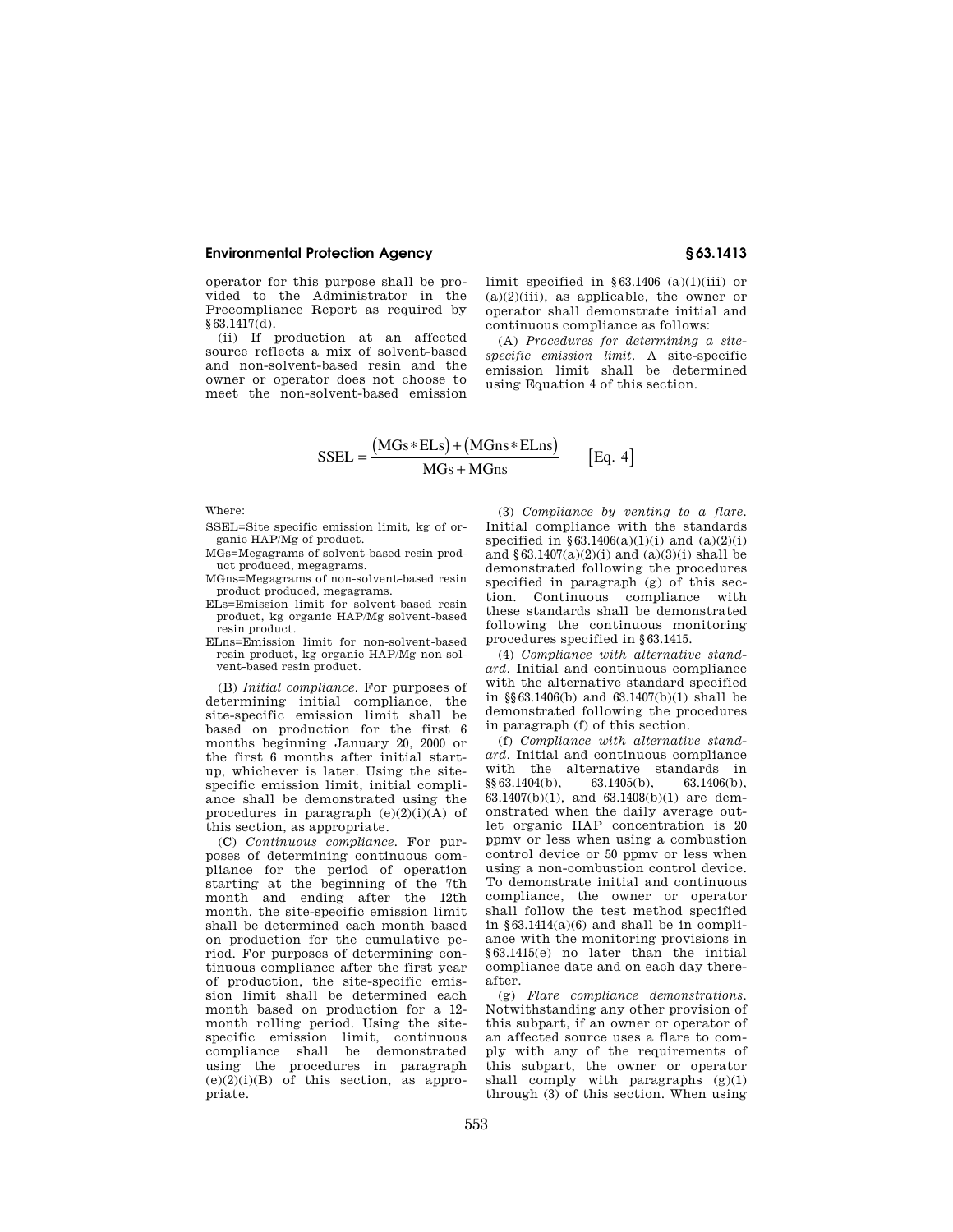operator for this purpose shall be provided to the Administrator in the Precompliance Report as required by §63.1417(d).

(ii) If production at an affected source reflects a mix of solvent-based and non-solvent-based resin and the owner or operator does not choose to meet the non-solvent-based emission limit specified in §63.1406 (a)(1)(iii) or (a)(2)(iii), as applicable, the owner or operator shall demonstrate initial and continuous compliance as follows:

(A) *Procedures for determining a site-specific emission limit.* A site-specific emission limit shall be determined using Equation 4 of this section.

$$SSEL = \frac{(MGs * ELs) + (MGns * ELns)}{MGs + MGns} \qquad [\text{Eq. } 4]$$

Where:

SSEL=Site specific emission limit, kg of organic HAP/Mg of product.

MGs=Megagrams of solvent-based resin product produced, megagrams.

MGns=Megagrams of non-solvent-based resin product produced, megagrams.

ELs=Emission limit for solvent-based resin product, kg organic HAP/Mg solvent-based resin product.

ELns=Emission limit for non-solvent-based resin product, kg organic HAP/Mg non-solvent-based resin product.

(B) *Initial compliance.* For purposes of determining initial compliance, the site-specific emission limit shall be based on production for the first 6 months beginning January 20, 2000 or the first 6 months after initial startup, whichever is later. Using the site-specific emission limit, initial compliance shall be demonstrated using the procedures in paragraph (e)(2)(i)(A) of this section, as appropriate.

(C) *Continuous compliance.* For purposes of determining continuous compliance for the period of operation starting at the beginning of the 7th month and ending after the 12th month, the site-specific emission limit shall be determined each month based on production for the cumulative period. For purposes of determining continuous compliance after the first year of production, the site-specific emission limit shall be determined each month based on production for a 12-month rolling period. Using the site-specific emission limit, continuous compliance shall be demonstrated using the procedures in paragraph (e)(2)(i)(B) of this section, as appropriate.

(3) *Compliance by venting to a flare.* Initial compliance with the standards specified in §63.1406(a)(1)(i) and (a)(2)(i) and §63.1407(a)(2)(i) and (a)(3)(i) shall be demonstrated following the procedures specified in paragraph (g) of this section. Continuous compliance with these standards shall be demonstrated following the continuous monitoring procedures specified in §63.1415.

(4) *Compliance with alternative standard.* Initial and continuous compliance with the alternative standard specified in §§63.1406(b) and 63.1407(b)(1) shall be demonstrated following the procedures in paragraph (f) of this section.

(f) *Compliance with alternative standard.* Initial and continuous compliance with the alternative standards in §§63.1404(b), 63.1405(b), 63.1406(b), 63.1407(b)(1), and 63.1408(b)(1) are demonstrated when the daily average outlet organic HAP concentration is 20 ppmv or less when using a combustion control device or 50 ppmv or less when using a non-combustion control device. To demonstrate initial and continuous compliance, the owner or operator shall follow the test method specified in §63.1414(a)(6) and shall be in compliance with the monitoring provisions in §63.1415(e) no later than the initial compliance date and on each day thereafter.

(g) *Flare compliance demonstrations.* Notwithstanding any other provision of this subpart, if an owner or operator of an affected source uses a flare to comply with any of the requirements of this subpart, the owner or operator shall comply with paragraphs (g)(1) through (3) of this section. When using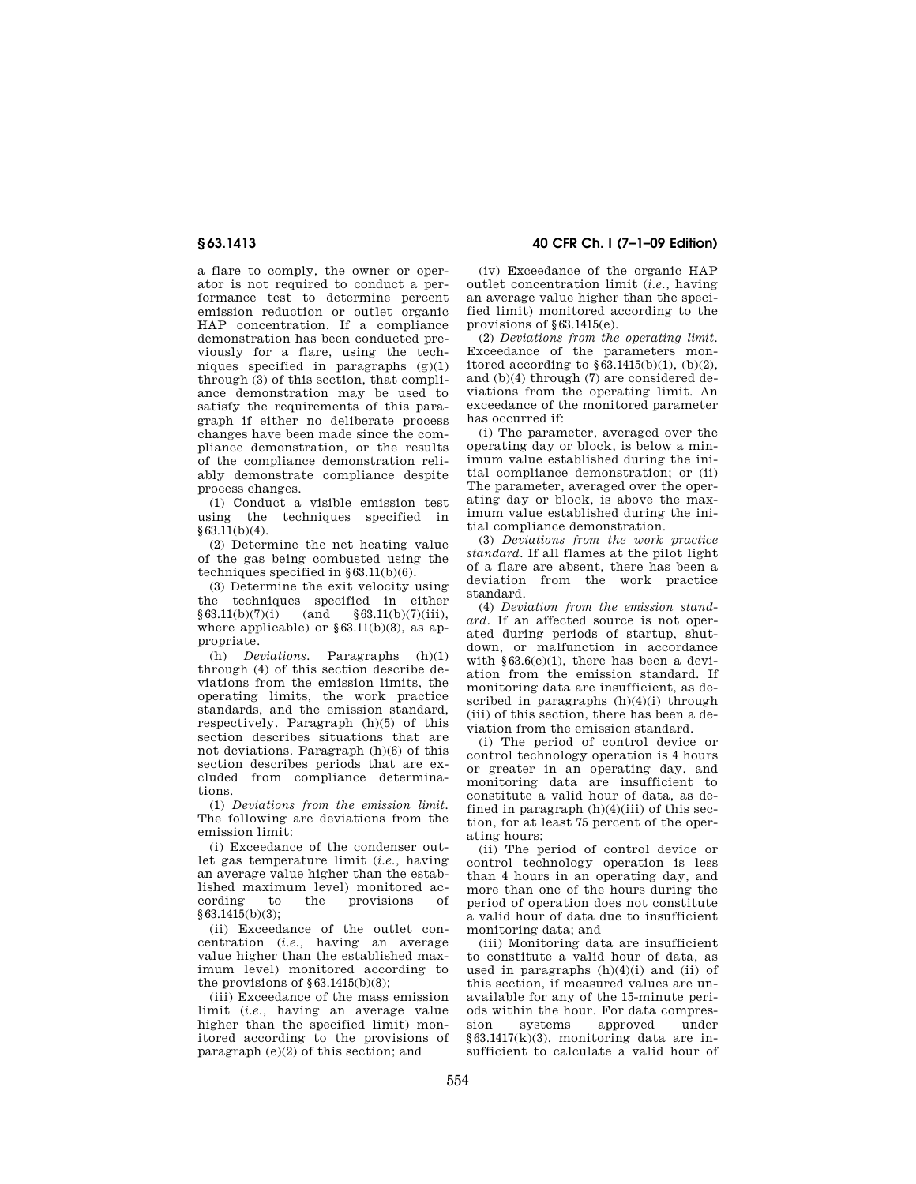a flare to comply, the owner or operator is not required to conduct a performance test to determine percent emission reduction or outlet organic HAP concentration. If a compliance demonstration has been conducted previously for a flare, using the techniques specified in paragraphs (g)(1) through (3) of this section, that compliance demonstration may be used to satisfy the requirements of this paragraph if either no deliberate process changes have been made since the compliance demonstration, or the results of the compliance demonstration reliably demonstrate compliance despite process changes.

(1) Conduct a visible emission test using the techniques specified in §63.11(b)(4).

(2) Determine the net heating value of the gas being combusted using the techniques specified in §63.11(b)(6).

(3) Determine the exit velocity using the techniques specified in either §63.11(b)(7)(i) (and §63.11(b)(7)(iii), where applicable) or §63.11(b)(8), as appropriate.

(h) *Deviations.* Paragraphs (h)(1) through (4) of this section describe deviations from the emission limits, the operating limits, the work practice standards, and the emission standard, respectively. Paragraph (h)(5) of this section describes situations that are not deviations. Paragraph (h)(6) of this section describes periods that are excluded from compliance determinations.

(1) *Deviations from the emission limit.* The following are deviations from the emission limit:

(i) Exceedance of the condenser outlet gas temperature limit (*i.e.*, having an average value higher than the established maximum level) monitored according to the provisions of §63.1415(b)(3);

(ii) Exceedance of the outlet concentration (*i.e.*, having an average value higher than the established maximum level) monitored according to the provisions of §63.1415(b)(8);

(iii) Exceedance of the mass emission limit (*i.e.*, having an average value higher than the specified limit) monitored according to the provisions of paragraph (e)(2) of this section; and

(iv) Exceedance of the organic HAP outlet concentration limit (*i.e.*, having an average value higher than the specified limit) monitored according to the provisions of §63.1415(e).

(2) *Deviations from the operating limit.* Exceedance of the parameters monitored according to §63.1415(b)(1), (b)(2), and (b)(4) through (7) are considered deviations from the operating limit. An exceedance of the monitored parameter has occurred if:

(i) The parameter, averaged over the operating day or block, is below a minimum value established during the initial compliance demonstration; or (ii) The parameter, averaged over the operating day or block, is above the maximum value established during the initial compliance demonstration.

(3) *Deviations from the work practice standard.* If all flames at the pilot light of a flare are absent, there has been a deviation from the work practice standard.

(4) *Deviation from the emission standard.* If an affected source is not operated during periods of startup, shutdown, or malfunction in accordance with §63.6(e)(1), there has been a deviation from the emission standard. If monitoring data are insufficient, as described in paragraphs (h)(4)(i) through (iii) of this section, there has been a deviation from the emission standard.

(i) The period of control device or control technology operation is 4 hours or greater in an operating day, and monitoring data are insufficient to constitute a valid hour of data, as defined in paragraph (h)(4)(iii) of this section, for at least 75 percent of the operating hours;

(ii) The period of control device or control technology operation is less than 4 hours in an operating day, and more than one of the hours during the period of operation does not constitute a valid hour of data due to insufficient monitoring data; and

(iii) Monitoring data are insufficient to constitute a valid hour of data, as used in paragraphs (h)(4)(i) and (ii) of this section, if measured values are unavailable for any of the 15-minute periods within the hour. For data compression systems approved under §63.1417(k)(3), monitoring data are insufficient to calculate a valid hour of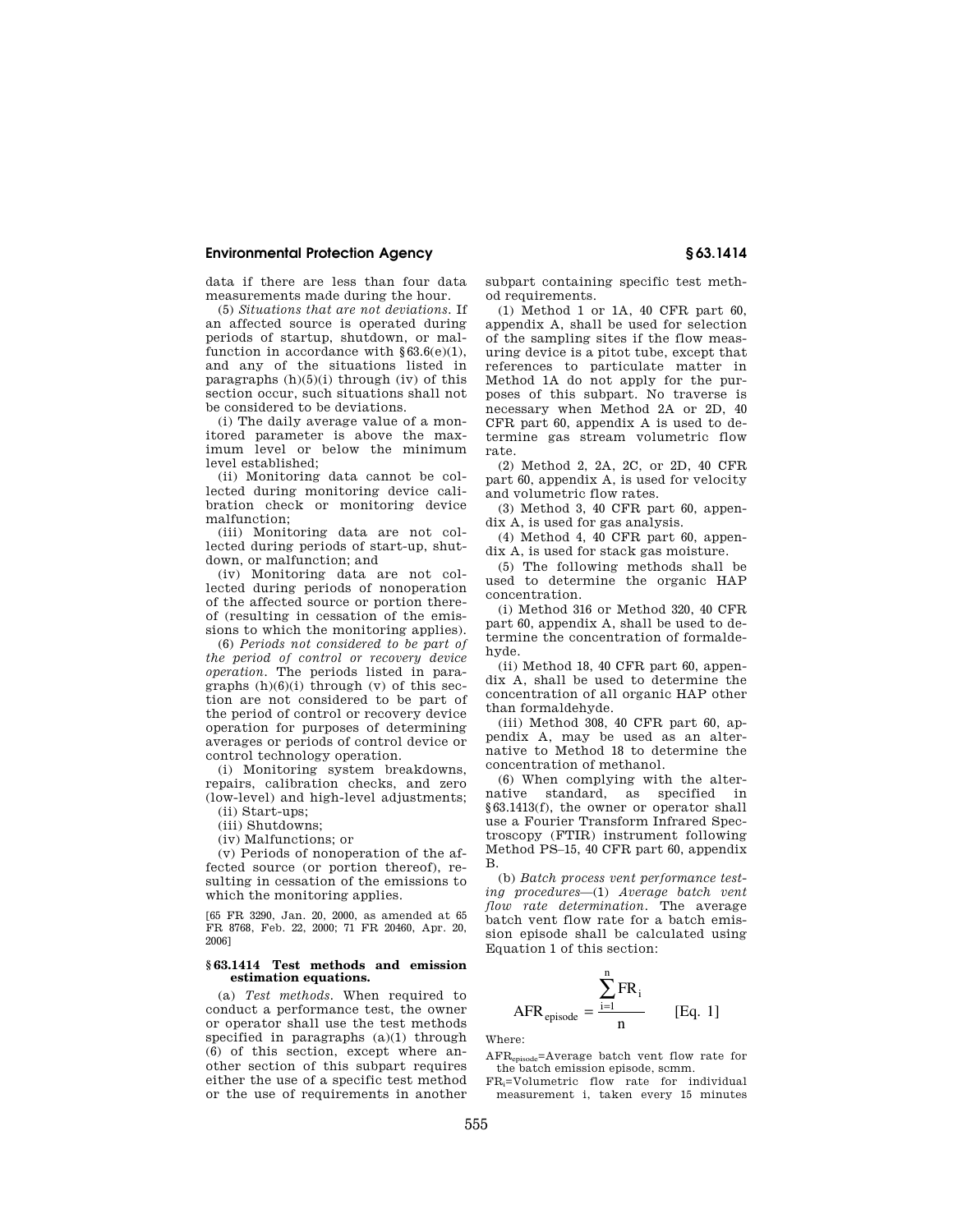data if there are less than four data measurements made during the hour.

(5) *Situations that are not deviations.* If an affected source is operated during periods of startup, shutdown, or malfunction in accordance with §63.6(e)(1), and any of the situations listed in paragraphs (h)(5)(i) through (iv) of this section occur, such situations shall not be considered to be deviations.

(i) The daily average value of a monitored parameter is above the maximum level or below the minimum level established;

(ii) Monitoring data cannot be collected during monitoring device calibration check or monitoring device malfunction;

(iii) Monitoring data are not collected during periods of start-up, shutdown, or malfunction; and

(iv) Monitoring data are not collected during periods of nonoperation of the affected source or portion thereof (resulting in cessation of the emissions to which the monitoring applies).

(6) *Periods not considered to be part of the period of control or recovery device operation.* The periods listed in paragraphs (h)(6)(i) through (v) of this section are not considered to be part of the period of control or recovery device operation for purposes of determining averages or periods of control device or control technology operation.

(i) Monitoring system breakdowns, repairs, calibration checks, and zero (low-level) and high-level adjustments;

(ii) Start-ups;

(iii) Shutdowns;

(iv) Malfunctions; or

(v) Periods of nonoperation of the affected source (or portion thereof), resulting in cessation of the emissions to which the monitoring applies.

[65 FR 3290, Jan. 20, 2000, as amended at 65 FR 8768, Feb. 22, 2000; 71 FR 20460, Apr. 20, 2006]

### §63.1414 Test methods and emission estimation equations.

(a) *Test methods.* When required to conduct a performance test, the owner or operator shall use the test methods specified in paragraphs (a)(1) through (6) of this section, except where another section of this subpart requires either the use of a specific test method or the use of requirements in another subpart containing specific test method requirements.

(1) Method 1 or 1A, 40 CFR part 60, appendix A, shall be used for selection of the sampling sites if the flow measuring device is a pitot tube, except that references to particulate matter in Method 1A do not apply for the purposes of this subpart. No traverse is necessary when Method 2A or 2D, 40 CFR part 60, appendix A is used to determine gas stream volumetric flow rate.

(2) Method 2, 2A, 2C, or 2D, 40 CFR part 60, appendix A, is used for velocity and volumetric flow rates.

(3) Method 3, 40 CFR part 60, appendix A, is used for gas analysis.

(4) Method 4, 40 CFR part 60, appendix A, is used for stack gas moisture.

(5) The following methods shall be used to determine the organic HAP concentration.

(i) Method 316 or Method 320, 40 CFR part 60, appendix A, shall be used to determine the concentration of formaldehyde.

(ii) Method 18, 40 CFR part 60, appendix A, shall be used to determine the concentration of all organic HAP other than formaldehyde.

(iii) Method 308, 40 CFR part 60, appendix A, may be used as an alternative to Method 18 to determine the concentration of methanol.

(6) When complying with the alternative standard, as specified in §63.1413(f), the owner or operator shall use a Fourier Transform Infrared Spectroscopy (FTIR) instrument following Method PS–15, 40 CFR part 60, appendix B.

(b) *Batch process vent performance testing procedures*—(1) *Average batch vent flow rate determination.* The average batch vent flow rate for a batch emission episode shall be calculated using Equation 1 of this section:

$$AFR_{episode} = \frac{\sum_{i=1}^{n} FR_i}{n} \qquad \text{[Eq. 1]}$$

Where:

$AFR_{episode}$=Average batch vent flow rate for the batch emission episode, scmm.

$FR_i$=Volumetric flow rate for individual measurement i, taken every 15 minutes